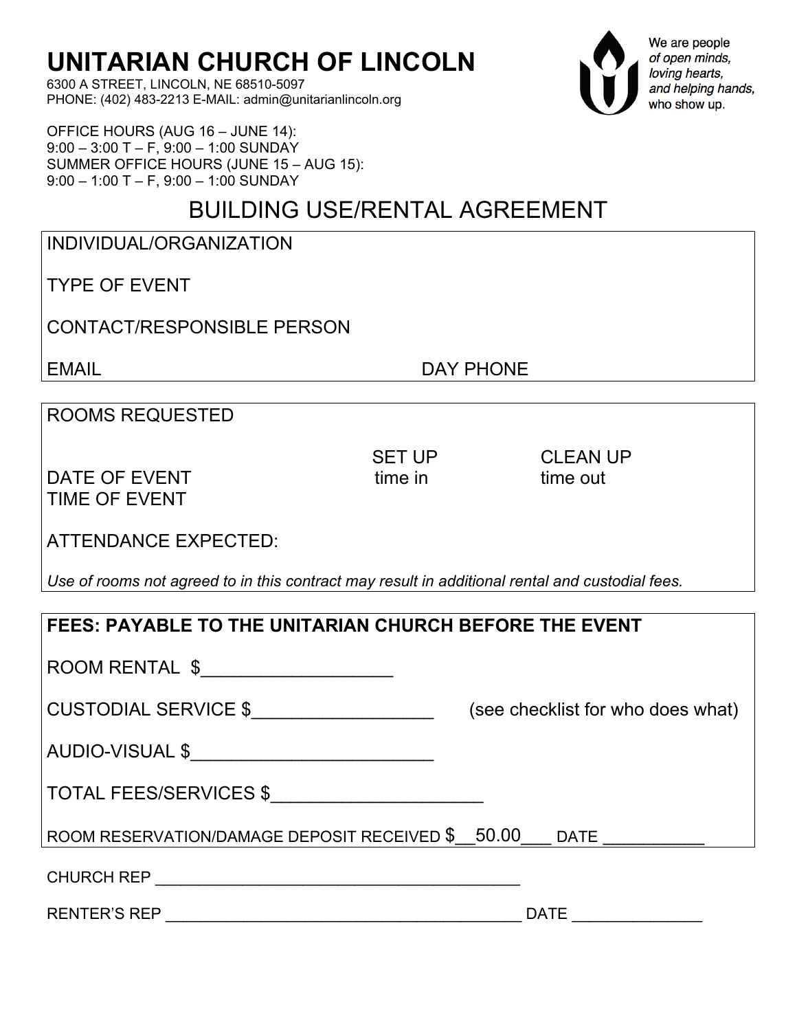# UNITARIAN CHURCH OF LINCOLN

6300 A STREET, LINCOLN, NE 68510-5097
PHONE: (402) 483-2213 E-MAIL: admin@unitarianlincoln.org

*We are people of open minds, loving hearts, and helping hands,* who show up.

OFFICE HOURS (AUG 16 – JUNE 14):
9:00 – 3:00 T – F, 9:00 – 1:00 SUNDAY
SUMMER OFFICE HOURS (JUNE 15 – AUG 15):
9:00 – 1:00 T – F, 9:00 – 1:00 SUNDAY

## BUILDING USE/RENTAL AGREEMENT

INDIVIDUAL/ORGANIZATION

TYPE OF EVENT

CONTACT/RESPONSIBLE PERSON

EMAIL　　　　　　　　　　　　　DAY PHONE

---

ROOMS REQUESTED

DATE OF EVENT　　　　SET UP time in　　　　CLEAN UP time out

TIME OF EVENT

ATTENDANCE EXPECTED:

*Use of rooms not agreed to in this contract may result in additional rental and custodial fees.*

---

**FEES: PAYABLE TO THE UNITARIAN CHURCH BEFORE THE EVENT**

ROOM RENTAL $___________________

CUSTODIAL SERVICE $__________________ (see checklist for who does what)

AUDIO-VISUAL $________________________

TOTAL FEES/SERVICES $____________________

ROOM RESERVATION/DAMAGE DEPOSIT RECEIVED $__50.00___ DATE __________

---

CHURCH REP _______________________________________

RENTER'S REP _______________________________________ DATE ______________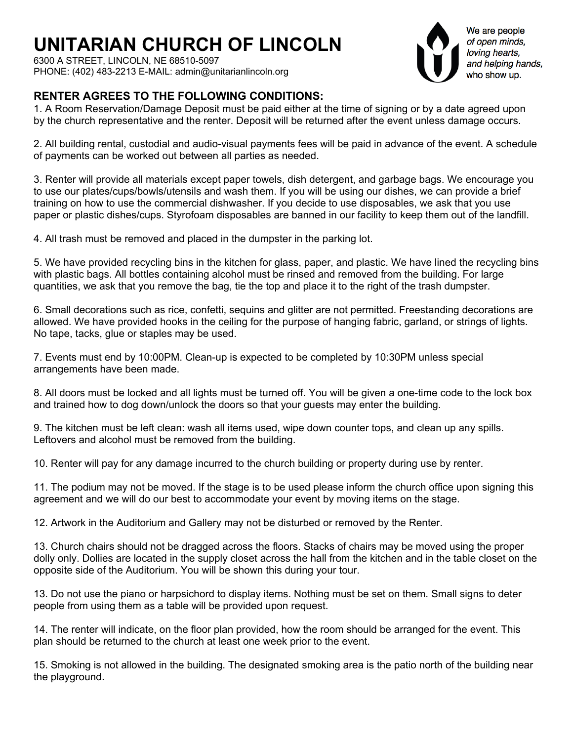# UNITARIAN CHURCH OF LINCOLN

6300 A STREET, LINCOLN, NE 68510-5097
PHONE: (402) 483-2213 E-MAIL: admin@unitarianlincoln.org

We are people
*of open minds,*
*loving hearts,*
*and helping hands,*
who show up.

## RENTER AGREES TO THE FOLLOWING CONDITIONS:

1. A Room Reservation/Damage Deposit must be paid either at the time of signing or by a date agreed upon by the church representative and the renter. Deposit will be returned after the event unless damage occurs.

2. All building rental, custodial and audio-visual payments fees will be paid in advance of the event. A schedule of payments can be worked out between all parties as needed.

3. Renter will provide all materials except paper towels, dish detergent, and garbage bags. We encourage you to use our plates/cups/bowls/utensils and wash them. If you will be using our dishes, we can provide a brief training on how to use the commercial dishwasher. If you decide to use disposables, we ask that you use paper or plastic dishes/cups. Styrofoam disposables are banned in our facility to keep them out of the landfill.

4. All trash must be removed and placed in the dumpster in the parking lot.

5. We have provided recycling bins in the kitchen for glass, paper, and plastic. We have lined the recycling bins with plastic bags. All bottles containing alcohol must be rinsed and removed from the building. For large quantities, we ask that you remove the bag, tie the top and place it to the right of the trash dumpster.

6. Small decorations such as rice, confetti, sequins and glitter are not permitted. Freestanding decorations are allowed. We have provided hooks in the ceiling for the purpose of hanging fabric, garland, or strings of lights. No tape, tacks, glue or staples may be used.

7. Events must end by 10:00PM. Clean-up is expected to be completed by 10:30PM unless special arrangements have been made.

8. All doors must be locked and all lights must be turned off. You will be given a one-time code to the lock box and trained how to dog down/unlock the doors so that your guests may enter the building.

9. The kitchen must be left clean: wash all items used, wipe down counter tops, and clean up any spills. Leftovers and alcohol must be removed from the building.

10. Renter will pay for any damage incurred to the church building or property during use by renter.

11. The podium may not be moved. If the stage is to be used please inform the church office upon signing this agreement and we will do our best to accommodate your event by moving items on the stage.

12. Artwork in the Auditorium and Gallery may not be disturbed or removed by the Renter.

13. Church chairs should not be dragged across the floors. Stacks of chairs may be moved using the proper dolly only. Dollies are located in the supply closet across the hall from the kitchen and in the table closet on the opposite side of the Auditorium. You will be shown this during your tour.

13. Do not use the piano or harpsichord to display items. Nothing must be set on them. Small signs to deter people from using them as a table will be provided upon request.

14. The renter will indicate, on the floor plan provided, how the room should be arranged for the event. This plan should be returned to the church at least one week prior to the event.

15. Smoking is not allowed in the building. The designated smoking area is the patio north of the building near the playground.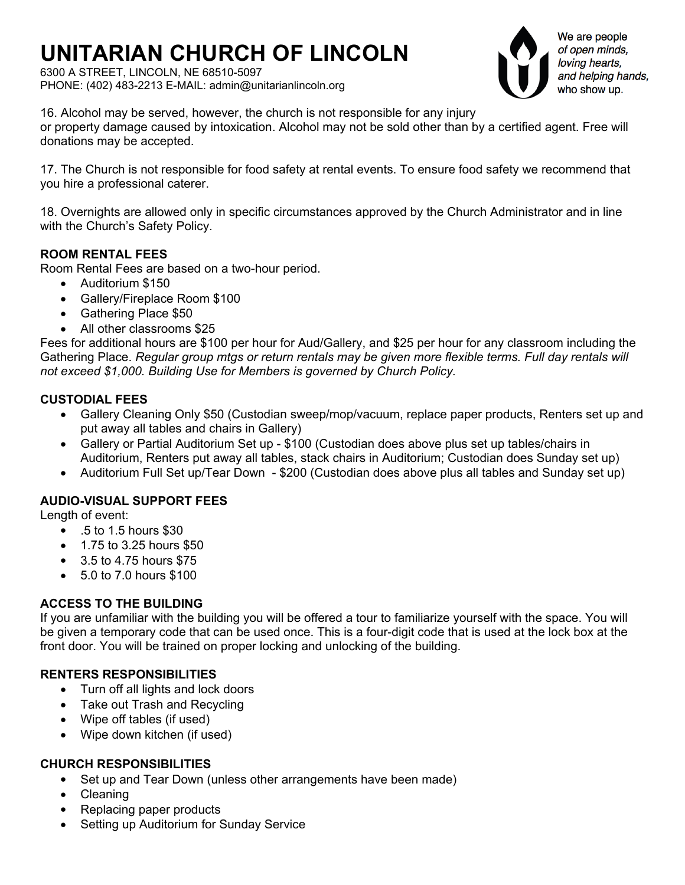# UNITARIAN CHURCH OF LINCOLN

6300 A STREET, LINCOLN, NE 68510-5097
PHONE: (402) 483-2213 E-MAIL: admin@unitarianlincoln.org

*We are people of open minds, loving hearts, and helping hands, who show up.*

16. Alcohol may be served, however, the church is not responsible for any injury or property damage caused by intoxication. Alcohol may not be sold other than by a certified agent. Free will donations may be accepted.

17. The Church is not responsible for food safety at rental events. To ensure food safety we recommend that you hire a professional caterer.

18. Overnights are allowed only in specific circumstances approved by the Church Administrator and in line with the Church's Safety Policy.

**ROOM RENTAL FEES**

Room Rental Fees are based on a two-hour period.

- Auditorium $150
- Gallery/Fireplace Room $100
- Gathering Place $50
- All other classrooms $25

Fees for additional hours are $100 per hour for Aud/Gallery, and $25 per hour for any classroom including the Gathering Place. *Regular group mtgs or return rentals may be given more flexible terms. Full day rentals will not exceed $1,000. Building Use for Members is governed by Church Policy.*

**CUSTODIAL FEES**

- Gallery Cleaning Only $50 (Custodian sweep/mop/vacuum, replace paper products, Renters set up and put away all tables and chairs in Gallery)
- Gallery or Partial Auditorium Set up - $100 (Custodian does above plus set up tables/chairs in Auditorium, Renters put away all tables, stack chairs in Auditorium; Custodian does Sunday set up)
- Auditorium Full Set up/Tear Down - $200 (Custodian does above plus all tables and Sunday set up)

**AUDIO-VISUAL SUPPORT FEES**

Length of event:

- .5 to 1.5 hours $30
- 1.75 to 3.25 hours $50
- 3.5 to 4.75 hours $75
- 5.0 to 7.0 hours $100

**ACCESS TO THE BUILDING**

If you are unfamiliar with the building you will be offered a tour to familiarize yourself with the space. You will be given a temporary code that can be used once. This is a four-digit code that is used at the lock box at the front door. You will be trained on proper locking and unlocking of the building.

**RENTERS RESPONSIBILITIES**

- Turn off all lights and lock doors
- Take out Trash and Recycling
- Wipe off tables (if used)
- Wipe down kitchen (if used)

**CHURCH RESPONSIBILITIES**

- Set up and Tear Down (unless other arrangements have been made)
- Cleaning
- Replacing paper products
- Setting up Auditorium for Sunday Service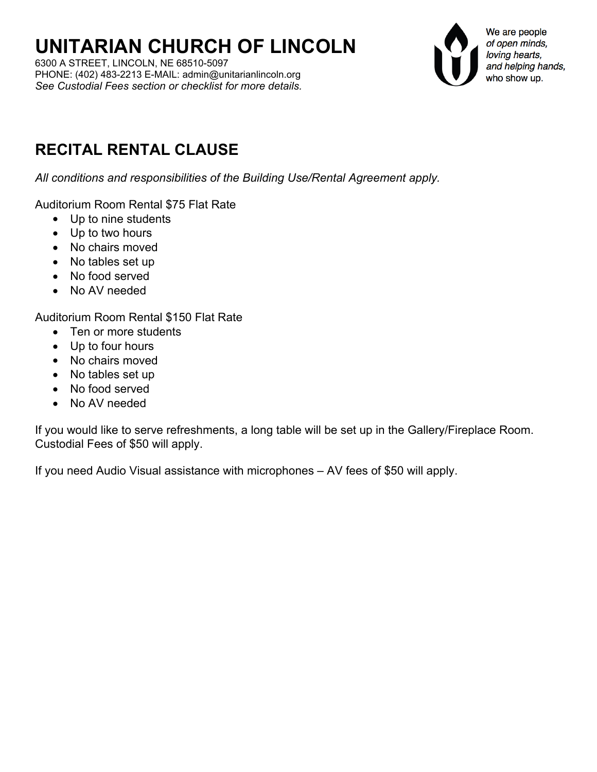# UNITARIAN CHURCH OF LINCOLN

6300 A STREET, LINCOLN, NE 68510-5097
PHONE: (402) 483-2213 E-MAIL: admin@unitarianlincoln.org
*See Custodial Fees section or checklist for more details.*

We are people
*of open minds,*
*loving hearts,*
*and helping hands,*
who show up.

## RECITAL RENTAL CLAUSE

*All conditions and responsibilities of the Building Use/Rental Agreement apply.*

Auditorium Room Rental $75 Flat Rate

- Up to nine students
- Up to two hours
- No chairs moved
- No tables set up
- No food served
- No AV needed

Auditorium Room Rental $150 Flat Rate

- Ten or more students
- Up to four hours
- No chairs moved
- No tables set up
- No food served
- No AV needed

If you would like to serve refreshments, a long table will be set up in the Gallery/Fireplace Room. Custodial Fees of $50 will apply.

If you need Audio Visual assistance with microphones – AV fees of $50 will apply.